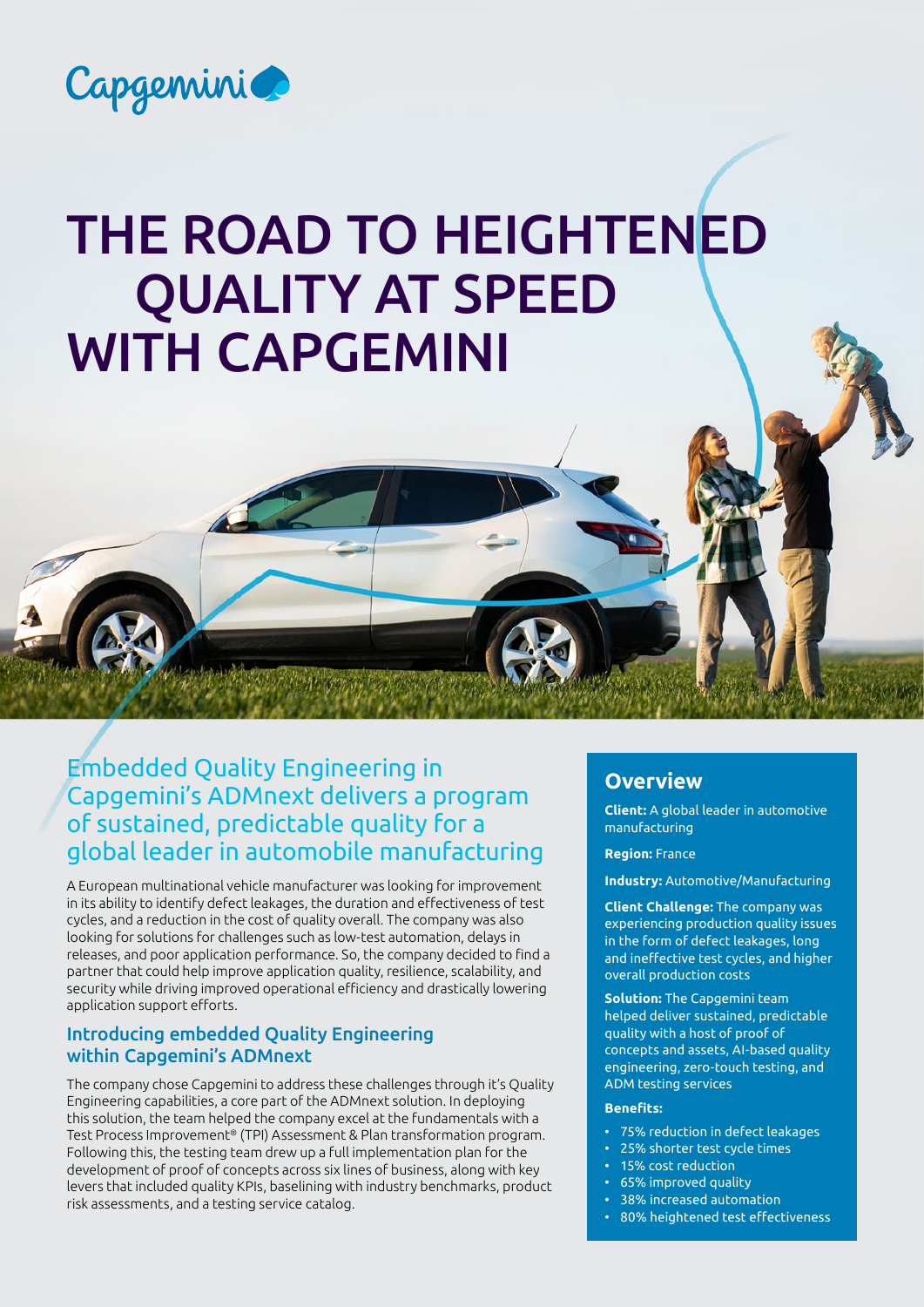Capgemini

# THE ROAD TO HEIGHTENED QUALITY AT SPEED WITH CAPGEMINI

## Embedded Quality Engineering in Capgemini's ADMnext delivers a program of sustained, predictable quality for a global leader in automobile manufacturing

A European multinational vehicle manufacturer was looking for improvement in its ability to identify defect leakages, the duration and effectiveness of test cycles, and a reduction in the cost of quality overall. The company was also looking for solutions for challenges such as low-test automation, delays in releases, and poor application performance. So, the company decided to find a partner that could help improve application quality, resilience, scalability, and security while driving improved operational efficiency and drastically lowering application support efforts.

### Introducing embedded Quality Engineering within Capgemini's ADMnext

The company chose Capgemini to address these challenges through it's Quality Engineering capabilities, a core part of the ADMnext solution. In deploying this solution, the team helped the company excel at the fundamentals with a Test Process Improvement® (TPI) Assessment & Plan transformation program. Following this, the testing team drew up a full implementation plan for the development of proof of concepts across six lines of business, along with key levers that included quality KPIs, baselining with industry benchmarks, product risk assessments, and a testing service catalog.

## Overview

**Client:** A global leader in automotive manufacturing

**Region:** France

**Industry:** Automotive/Manufacturing

**Client Challenge:** The company was experiencing production quality issues in the form of defect leakages, long and ineffective test cycles, and higher overall production costs

**Solution:** The Capgemini team helped deliver sustained, predictable quality with a host of proof of concepts and assets, AI-based quality engineering, zero-touch testing, and ADM testing services

**Benefits:**

- 75% reduction in defect leakages
- 25% shorter test cycle times
- 15% cost reduction
- 65% improved quality
- 38% increased automation
- 80% heightened test effectiveness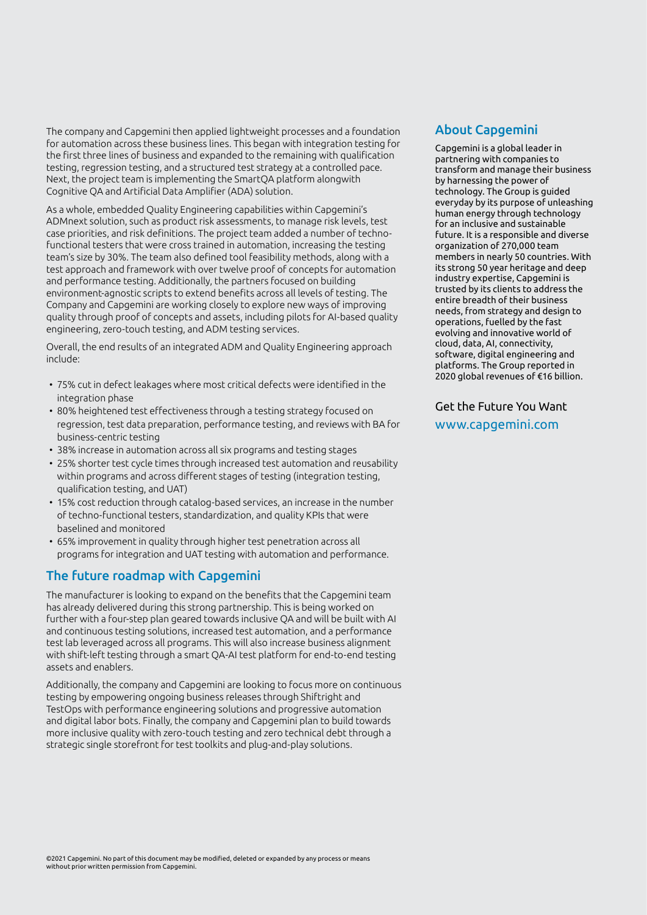The company and Capgemini then applied lightweight processes and a foundation for automation across these business lines. This began with integration testing for the first three lines of business and expanded to the remaining with qualification testing, regression testing, and a structured test strategy at a controlled pace. Next, the project team is implementing the SmartQA platform alongwith Cognitive QA and Artificial Data Amplifier (ADA) solution.

As a whole, embedded Quality Engineering capabilities within Capgemini's ADMnext solution, such as product risk assessments, to manage risk levels, test case priorities, and risk definitions. The project team added a number of techno-functional testers that were cross trained in automation, increasing the testing team's size by 30%. The team also defined tool feasibility methods, along with a test approach and framework with over twelve proof of concepts for automation and performance testing. Additionally, the partners focused on building environment-agnostic scripts to extend benefits across all levels of testing. The Company and Capgemini are working closely to explore new ways of improving quality through proof of concepts and assets, including pilots for AI-based quality engineering, zero-touch testing, and ADM testing services.

Overall, the end results of an integrated ADM and Quality Engineering approach include:

- 75% cut in defect leakages where most critical defects were identified in the integration phase
- 80% heightened test effectiveness through a testing strategy focused on regression, test data preparation, performance testing, and reviews with BA for business-centric testing
- 38% increase in automation across all six programs and testing stages
- 25% shorter test cycle times through increased test automation and reusability within programs and across different stages of testing (integration testing, qualification testing, and UAT)
- 15% cost reduction through catalog-based services, an increase in the number of techno-functional testers, standardization, and quality KPIs that were baselined and monitored
- 65% improvement in quality through higher test penetration across all programs for integration and UAT testing with automation and performance.

## The future roadmap with Capgemini

The manufacturer is looking to expand on the benefits that the Capgemini team has already delivered during this strong partnership. This is being worked on further with a four-step plan geared towards inclusive QA and will be built with AI and continuous testing solutions, increased test automation, and a performance test lab leveraged across all programs. This will also increase business alignment with shift-left testing through a smart QA-AI test platform for end-to-end testing assets and enablers.

Additionally, the company and Capgemini are looking to focus more on continuous testing by empowering ongoing business releases through Shiftright and TestOps with performance engineering solutions and progressive automation and digital labor bots. Finally, the company and Capgemini plan to build towards more inclusive quality with zero-touch testing and zero technical debt through a strategic single storefront for test toolkits and plug-and-play solutions.

## About Capgemini

Capgemini is a global leader in partnering with companies to transform and manage their business by harnessing the power of technology. The Group is guided everyday by its purpose of unleashing human energy through technology for an inclusive and sustainable future. It is a responsible and diverse organization of 270,000 team members in nearly 50 countries. With its strong 50 year heritage and deep industry expertise, Capgemini is trusted by its clients to address the entire breadth of their business needs, from strategy and design to operations, fuelled by the fast evolving and innovative world of cloud, data, AI, connectivity, software, digital engineering and platforms. The Group reported in 2020 global revenues of €16 billion.

Get the Future You Want

www.capgemini.com

©2021 Capgemini. No part of this document may be modified, deleted or expanded by any process or means without prior written permission from Capgemini.